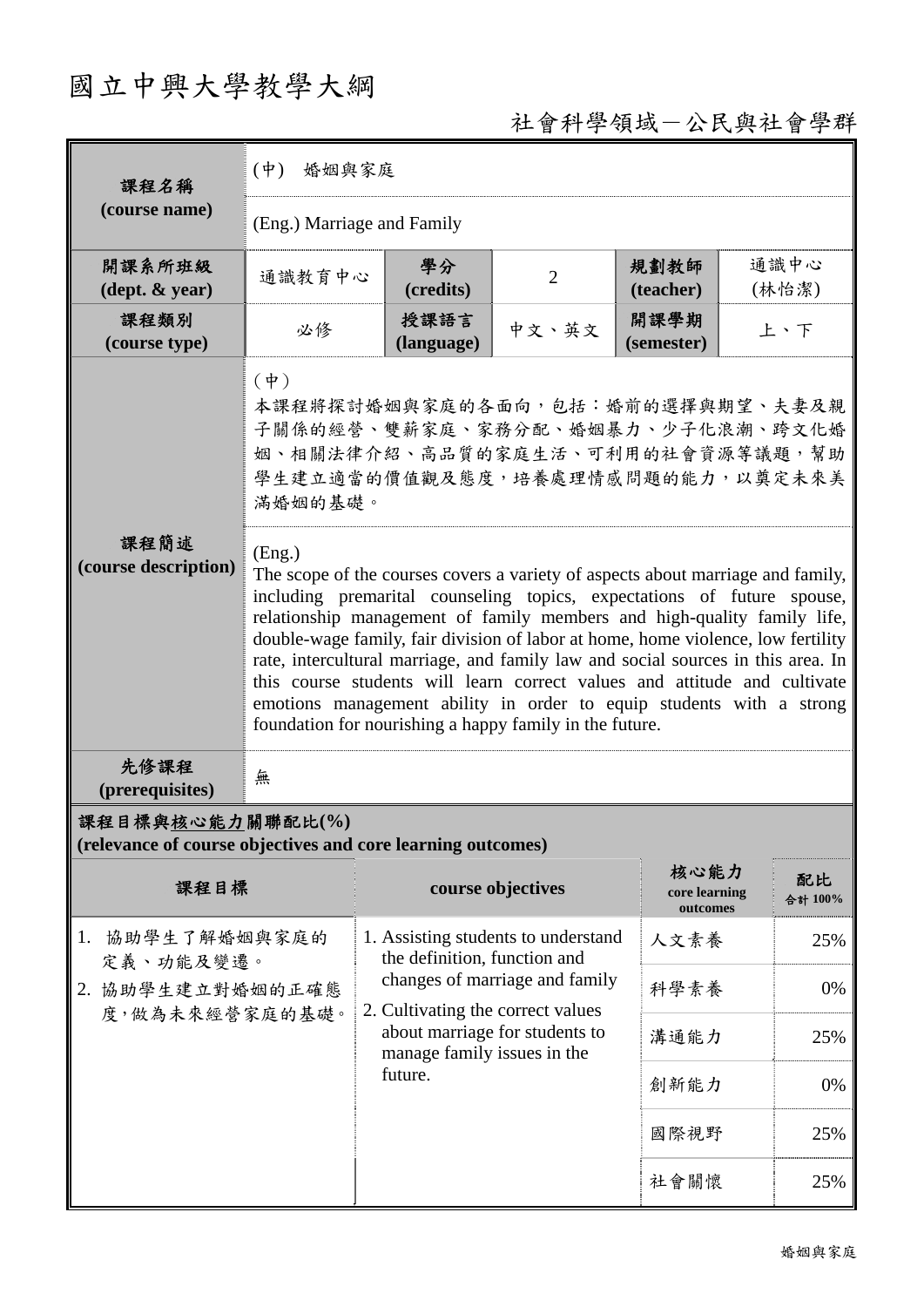# 國立中興大學教學大綱

社會科學領域－公民與社會學群

| 課程名稱 (course name) | (中) 婚姻與家庭 | | | | |
|---|---|---|---|---|---|
| | (Eng.) Marriage and Family | | | | |
| 開課系所班級 (dept. & year) | 通識教育中心 | 學分 (credits) | 2 | 規劃教師 (teacher) | 通識中心 (林怡潔) |
| 課程類別 (course type) | 必修 | 授課語言 (language) | 中文、英文 | 開課學期 (semester) | 上、下 |
| 課程簡述 (course description) | (中) 本課程將探討婚姻與家庭的各面向，包括：婚前的選擇與期望、夫妻及親子關係的經營、雙薪家庭、家務分配、婚姻暴力、少子化浪潮、跨文化婚姻、相關法律介紹、高品質的家庭生活、可利用的社會資源等議題，幫助學生建立適當的價值觀及態度，培養處理情感問題的能力，以奠定未來美滿婚姻的基礎。 | | | | |
| | (Eng.) The scope of the courses covers a variety of aspects about marriage and family, including premarital counseling topics, expectations of future spouse, relationship management of family members and high-quality family life, double-wage family, fair division of labor at home, home violence, low fertility rate, intercultural marriage, and family law and social sources in this area. In this course students will learn correct values and attitude and cultivate emotions management ability in order to equip students with a strong foundation for nourishing a happy family in the future. | | | | |
| 先修課程 (prerequisites) | 無 | | | | |

**課程目標與核心能力關聯配比(%)**
**(relevance of course objectives and core learning outcomes)**

| 課程目標 | course objectives | 核心能力 core learning outcomes | 配比 合計 100% |
|---|---|---|---|
| 1. 協助學生了解婚姻與家庭的定義、功能及變遷。<br>2. 協助學生建立對婚姻的正確態度，做為未來經營家庭的基礎。 | 1. Assisting students to understand the definition, function and changes of marriage and family<br>2. Cultivating the correct values about marriage for students to manage family issues in the future. | 人文素養 | 25% |
| | | 科學素養 | 0% |
| | | 溝通能力 | 25% |
| | | 創新能力 | 0% |
| | | 國際視野 | 25% |
| | | 社會關懷 | 25% |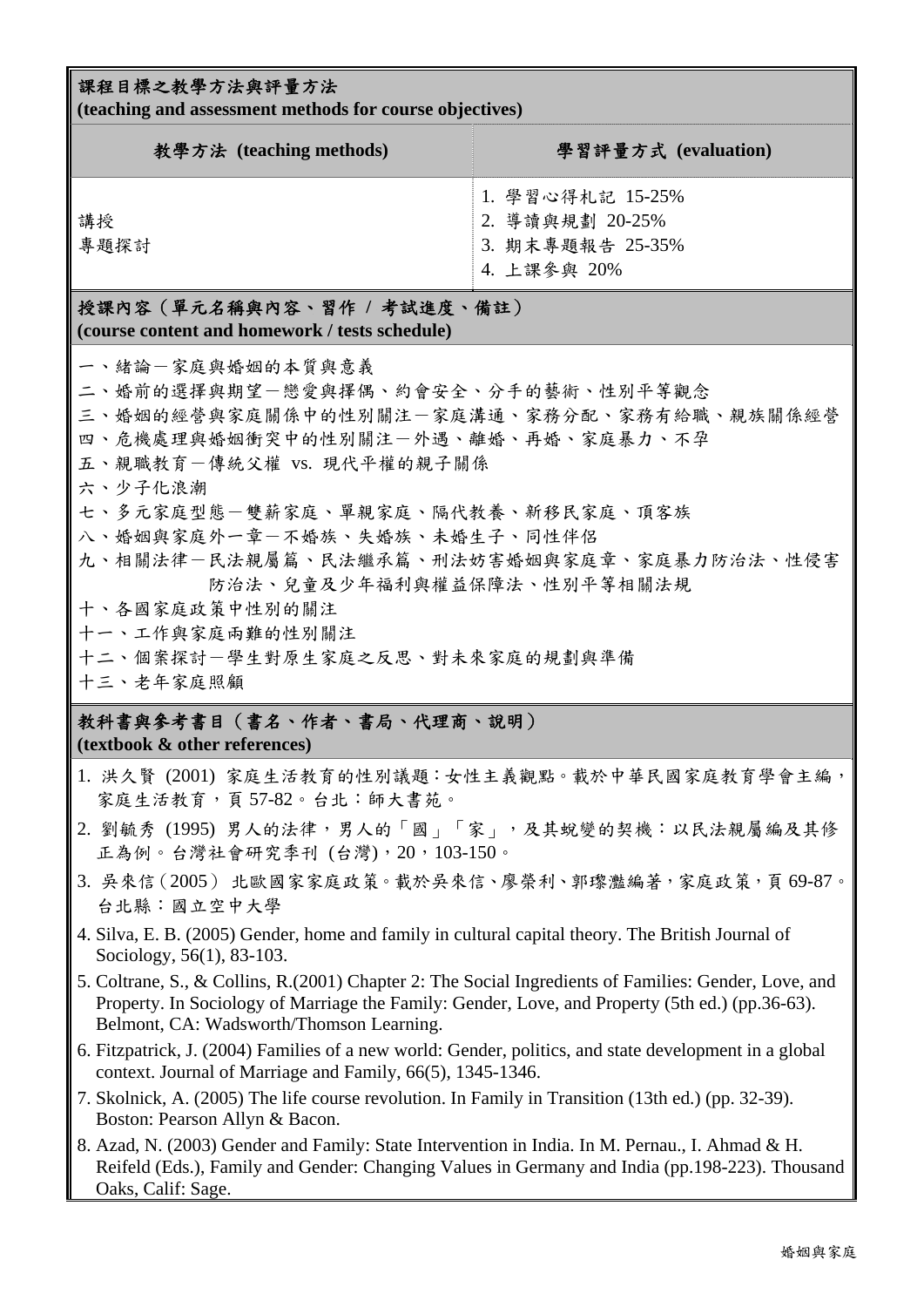## 課程目標之教學方法與評量方法
**(teaching and assessment methods for course objectives)**

| 教學方法 (teaching methods) | 學習評量方式 (evaluation) |
|---|---|
| 講授<br>專題探討 | 1. 學習心得札記 15-25%<br>2. 導讀與規劃 20-25%<br>3. 期末專題報告 25-35%<br>4. 上課參與 20% |

## 授課內容（單元名稱與內容、習作 / 考試進度、備註）
**(course content and homework / tests schedule)**

一、緒論－家庭與婚姻的本質與意義
二、婚前的選擇與期望－戀愛與擇偶、約會安全、分手的藝術、性別平等觀念
三、婚姻的經營與家庭關係中的性別關注－家庭溝通、家務分配、家務有給職、親族關係經營
四、危機處理與婚姻衝突中的性別關注－外遇、離婚、再婚、家庭暴力、不孕
五、親職教育－傳統父權 vs. 現代平權的親子關係
六、少子化浪潮
七、多元家庭型態－雙薪家庭、單親家庭、隔代教養、新移民家庭、頂客族
八、婚姻與家庭外一章－不婚族、失婚族、未婚生子、同性伴侶
九、相關法律－民法親屬篇、民法繼承篇、刑法妨害婚姻與家庭章、家庭暴力防治法、性侵害防治法、兒童及少年福利與權益保障法、性別平等相關法規
十、各國家庭政策中性別的關注
十一、工作與家庭兩難的性別關注
十二、個案探討－學生對原生家庭之反思、對未來家庭的規劃與準備
十三、老年家庭照顧

## 教科書與參考書目（書名、作者、書局、代理商、說明）
**(textbook & other references)**

1. 洪久賢 (2001) 家庭生活教育的性別議題：女性主義觀點。載於中華民國家庭教育學會主編，家庭生活教育，頁 57-82。台北：師大書苑。
2. 劉毓秀 (1995) 男人的法律，男人的「國」「家」，及其蛻變的契機：以民法親屬編及其修正為例。台灣社會研究季刊 (台灣)，20，103-150。
3. 吳來信（2005） 北歐國家家庭政策。載於吳來信、廖榮利、郭瓈灩編著，家庭政策，頁 69-87。台北縣：國立空中大學
4. Silva, E. B. (2005) Gender, home and family in cultural capital theory. The British Journal of Sociology, 56(1), 83-103.
5. Coltrane, S., & Collins, R.(2001) Chapter 2: The Social Ingredients of Families: Gender, Love, and Property. In Sociology of Marriage the Family: Gender, Love, and Property (5th ed.) (pp.36-63). Belmont, CA: Wadsworth/Thomson Learning.
6. Fitzpatrick, J. (2004) Families of a new world: Gender, politics, and state development in a global context. Journal of Marriage and Family, 66(5), 1345-1346.
7. Skolnick, A. (2005) The life course revolution. In Family in Transition (13th ed.) (pp. 32-39). Boston: Pearson Allyn & Bacon.
8. Azad, N. (2003) Gender and Family: State Intervention in India. In M. Pernau., I. Ahmad & H. Reifeld (Eds.), Family and Gender: Changing Values in Germany and India (pp.198-223). Thousand Oaks, Calif: Sage.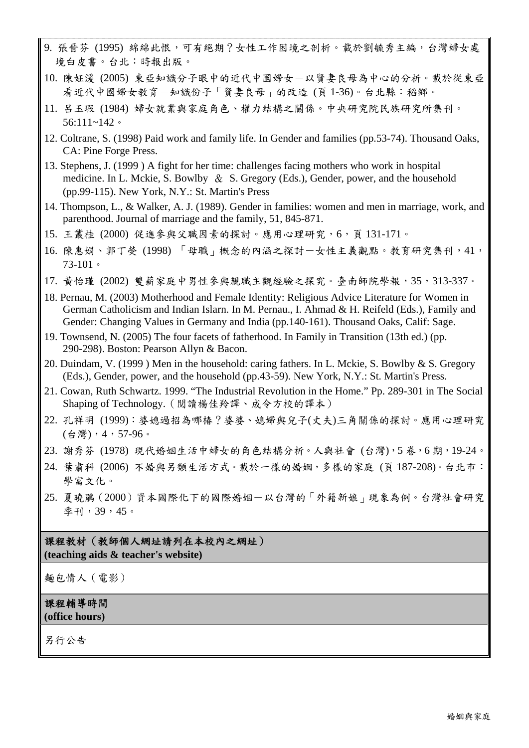9. 張晉芬 (1995) 綿綿此恨，可有絕期？女性工作困境之剖析。載於劉毓秀主編，台灣婦女處境白皮書。台北：時報出版。
10. 陳姃湲 (2005) 東亞知識分子眼中的近代中國婦女－以賢妻良母為中心的分析。載於從東亞看近代中國婦女教育－知識份子「賢妻良母」的改造 (頁 1-36)。台北縣：稻鄉。
11. 呂玉瑕 (1984) 婦女就業與家庭角色、權力結構之關係。中央研究院民族研究所集刊。56:111~142。
12. Coltrane, S. (1998) Paid work and family life. In Gender and families (pp.53-74). Thousand Oaks, CA: Pine Forge Press.
13. Stephens, J. (1999 ) A fight for her time: challenges facing mothers who work in hospital medicine. In L. Mckie, S. Bowlby ＆ S. Gregory (Eds.), Gender, power, and the household (pp.99-115). New York, N.Y.: St. Martin's Press
14. Thompson, L., & Walker, A. J. (1989). Gender in families: women and men in marriage, work, and parenthood. Journal of marriage and the family, 51, 845-871.
15. 王叢桂 (2000) 促進參與父職因素的探討。應用心理研究，6，頁 131-171。
16. 陳惠娟、郭丁熒 (1998) 「母職」概念的內涵之探討－女性主義觀點。教育研究集刊，41，73-101。
17. 黃怡瑾 (2002) 雙薪家庭中男性參與親職主觀經驗之探究。臺南師院學報，35，313-337。
18. Pernau, M. (2003) Motherhood and Female Identity: Religious Advice Literature for Women in German Catholicism and Indian Islarn. In M. Pernau., I. Ahmad & H. Reifeld (Eds.), Family and Gender: Changing Values in Germany and India (pp.140-161). Thousand Oaks, Calif: Sage.
19. Townsend, N. (2005) The four facets of fatherhood. In Family in Transition (13th ed.) (pp. 290-298). Boston: Pearson Allyn & Bacon.
20. Duindam, V. (1999 ) Men in the household: caring fathers. In L. Mckie, S. Bowlby & S. Gregory (Eds.), Gender, power, and the household (pp.43-59). New York, N.Y.: St. Martin's Press.
21. Cowan, Ruth Schwartz. 1999. "The Industrial Revolution in the Home." Pp. 289-301 in The Social Shaping of Technology.（閱讀楊佳羚譯、成令方校的譯本）
22. 孔祥明 (1999)：婆媳過招為哪樁？婆婆、媳婦與兒子(丈夫)三角關係的探討。應用心理研究(台灣)，4，57-96。
23. 謝秀芬 (1978) 現代婚姻生活中婦女的角色結構分析。人與社會 (台灣)，5 卷，6 期，19-24。
24. 葉肅科 (2006) 不婚與另類生活方式。載於一樣的婚姻，多樣的家庭 (頁 187-208)。台北市：學富文化。
25. 夏曉鵑（2000）資本國際化下的國際婚姻－以台灣的「外籍新娘」現象為例。台灣社會研究季刊，39，45。

**課程教材（教師個人網址請列在本校內之網址）**
**(teaching aids & teacher's website)**

麵包情人（電影）

**課程輔導時間**
**(office hours)**

另行公告